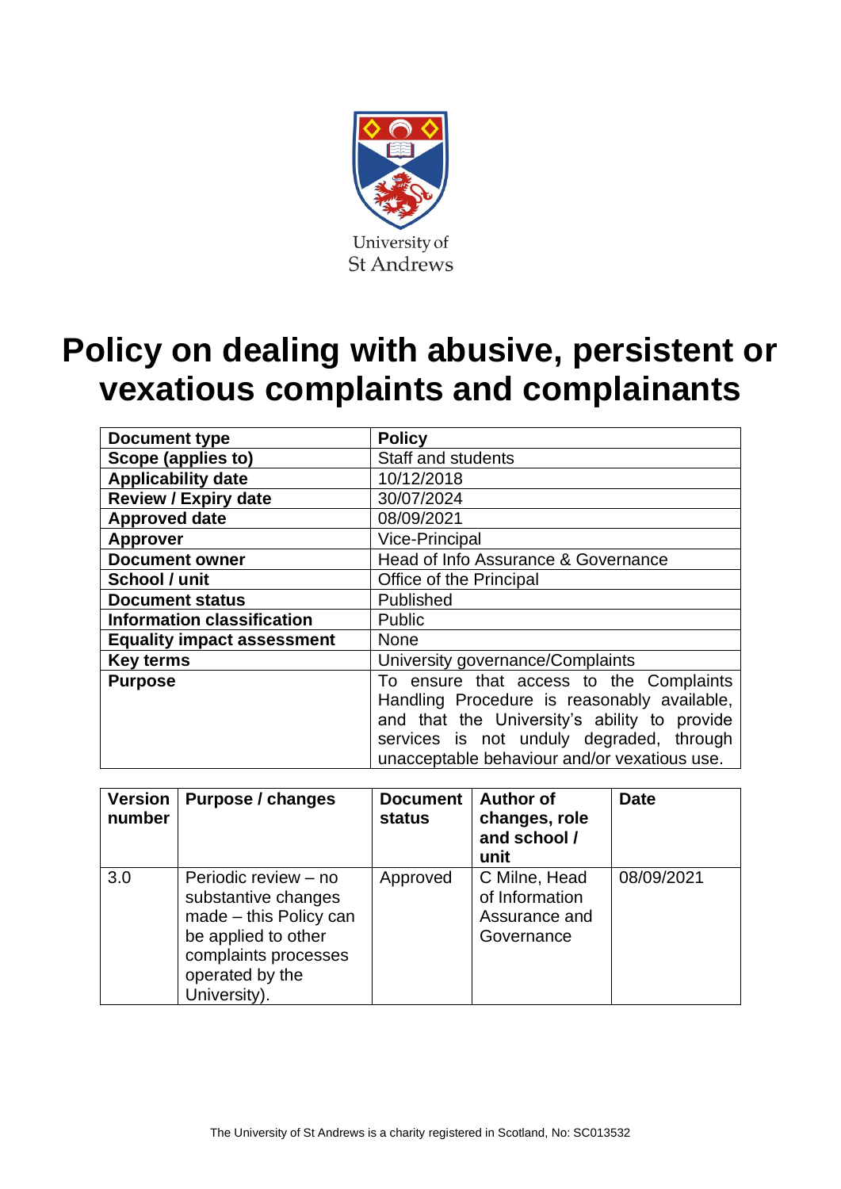University of St Andrews

# Policy on dealing with abusive, persistent or vexatious complaints and complainants

| **Document type** | **Policy** |
|---|---|
| **Scope (applies to)** | Staff and students |
| **Applicability date** | 10/12/2018 |
| **Review / Expiry date** | 30/07/2024 |
| **Approved date** | 08/09/2021 |
| **Approver** | Vice-Principal |
| **Document owner** | Head of Info Assurance & Governance |
| **School / unit** | Office of the Principal |
| **Document status** | Published |
| **Information classification** | Public |
| **Equality impact assessment** | None |
| **Key terms** | University governance/Complaints |
| **Purpose** | To ensure that access to the Complaints Handling Procedure is reasonably available, and that the University's ability to provide services is not unduly degraded, through unacceptable behaviour and/or vexatious use. |

| **Version number** | **Purpose / changes** | **Document status** | **Author of changes, role and school / unit** | **Date** |
|---|---|---|---|---|
| 3.0 | Periodic review – no substantive changes made – this Policy can be applied to other complaints processes operated by the University). | Approved | C Milne, Head of Information Assurance and Governance | 08/09/2021 |

The University of St Andrews is a charity registered in Scotland, No: SC013532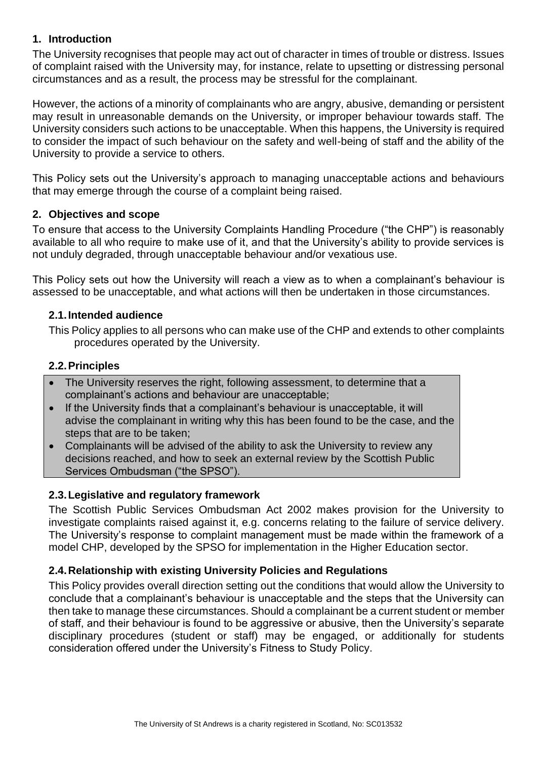## 1. Introduction

The University recognises that people may act out of character in times of trouble or distress. Issues of complaint raised with the University may, for instance, relate to upsetting or distressing personal circumstances and as a result, the process may be stressful for the complainant.

However, the actions of a minority of complainants who are angry, abusive, demanding or persistent may result in unreasonable demands on the University, or improper behaviour towards staff. The University considers such actions to be unacceptable. When this happens, the University is required to consider the impact of such behaviour on the safety and well-being of staff and the ability of the University to provide a service to others.

This Policy sets out the University's approach to managing unacceptable actions and behaviours that may emerge through the course of a complaint being raised.

## 2. Objectives and scope

To ensure that access to the University Complaints Handling Procedure ("the CHP") is reasonably available to all who require to make use of it, and that the University's ability to provide services is not unduly degraded, through unacceptable behaviour and/or vexatious use.

This Policy sets out how the University will reach a view as to when a complainant's behaviour is assessed to be unacceptable, and what actions will then be undertaken in those circumstances.

### 2.1. Intended audience

This Policy applies to all persons who can make use of the CHP and extends to other complaints procedures operated by the University.

### 2.2. Principles

- The University reserves the right, following assessment, to determine that a complainant's actions and behaviour are unacceptable;
- If the University finds that a complainant's behaviour is unacceptable, it will advise the complainant in writing why this has been found to be the case, and the steps that are to be taken;
- Complainants will be advised of the ability to ask the University to review any decisions reached, and how to seek an external review by the Scottish Public Services Ombudsman ("the SPSO").

### 2.3. Legislative and regulatory framework

The Scottish Public Services Ombudsman Act 2002 makes provision for the University to investigate complaints raised against it, e.g. concerns relating to the failure of service delivery. The University's response to complaint management must be made within the framework of a model CHP, developed by the SPSO for implementation in the Higher Education sector.

### 2.4. Relationship with existing University Policies and Regulations

This Policy provides overall direction setting out the conditions that would allow the University to conclude that a complainant's behaviour is unacceptable and the steps that the University can then take to manage these circumstances. Should a complainant be a current student or member of staff, and their behaviour is found to be aggressive or abusive, then the University's separate disciplinary procedures (student or staff) may be engaged, or additionally for students consideration offered under the University's Fitness to Study Policy.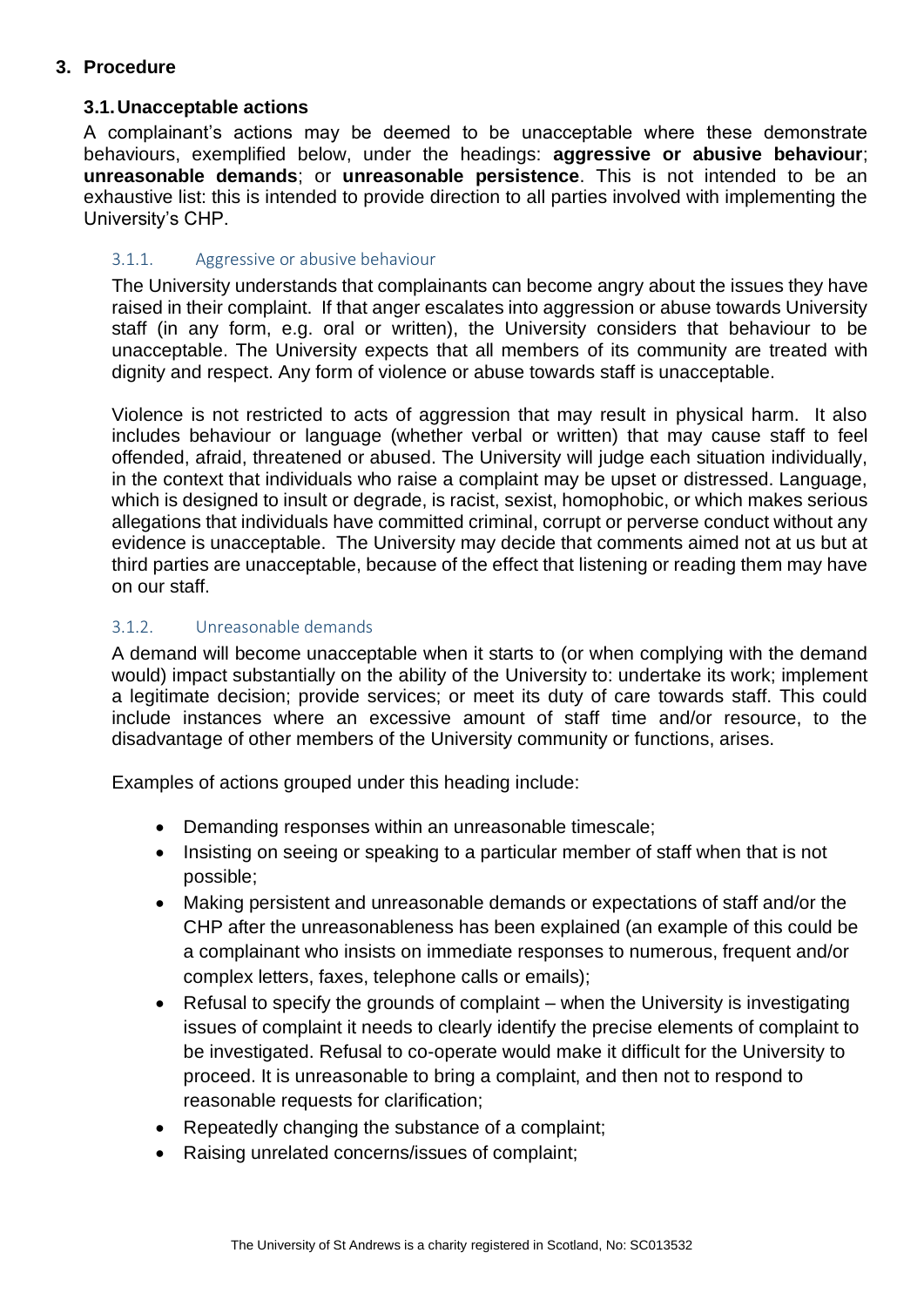## 3. Procedure

### 3.1. Unacceptable actions

A complainant's actions may be deemed to be unacceptable where these demonstrate behaviours, exemplified below, under the headings: **aggressive or abusive behaviour**; **unreasonable demands**; or **unreasonable persistence**. This is not intended to be an exhaustive list: this is intended to provide direction to all parties involved with implementing the University's CHP.

#### 3.1.1. Aggressive or abusive behaviour

The University understands that complainants can become angry about the issues they have raised in their complaint. If that anger escalates into aggression or abuse towards University staff (in any form, e.g. oral or written), the University considers that behaviour to be unacceptable. The University expects that all members of its community are treated with dignity and respect. Any form of violence or abuse towards staff is unacceptable.

Violence is not restricted to acts of aggression that may result in physical harm. It also includes behaviour or language (whether verbal or written) that may cause staff to feel offended, afraid, threatened or abused. The University will judge each situation individually, in the context that individuals who raise a complaint may be upset or distressed. Language, which is designed to insult or degrade, is racist, sexist, homophobic, or which makes serious allegations that individuals have committed criminal, corrupt or perverse conduct without any evidence is unacceptable. The University may decide that comments aimed not at us but at third parties are unacceptable, because of the effect that listening or reading them may have on our staff.

#### 3.1.2. Unreasonable demands

A demand will become unacceptable when it starts to (or when complying with the demand would) impact substantially on the ability of the University to: undertake its work; implement a legitimate decision; provide services; or meet its duty of care towards staff. This could include instances where an excessive amount of staff time and/or resource, to the disadvantage of other members of the University community or functions, arises.

Examples of actions grouped under this heading include:

- Demanding responses within an unreasonable timescale;
- Insisting on seeing or speaking to a particular member of staff when that is not possible;
- Making persistent and unreasonable demands or expectations of staff and/or the CHP after the unreasonableness has been explained (an example of this could be a complainant who insists on immediate responses to numerous, frequent and/or complex letters, faxes, telephone calls or emails);
- Refusal to specify the grounds of complaint – when the University is investigating issues of complaint it needs to clearly identify the precise elements of complaint to be investigated. Refusal to co-operate would make it difficult for the University to proceed. It is unreasonable to bring a complaint, and then not to respond to reasonable requests for clarification;
- Repeatedly changing the substance of a complaint;
- Raising unrelated concerns/issues of complaint;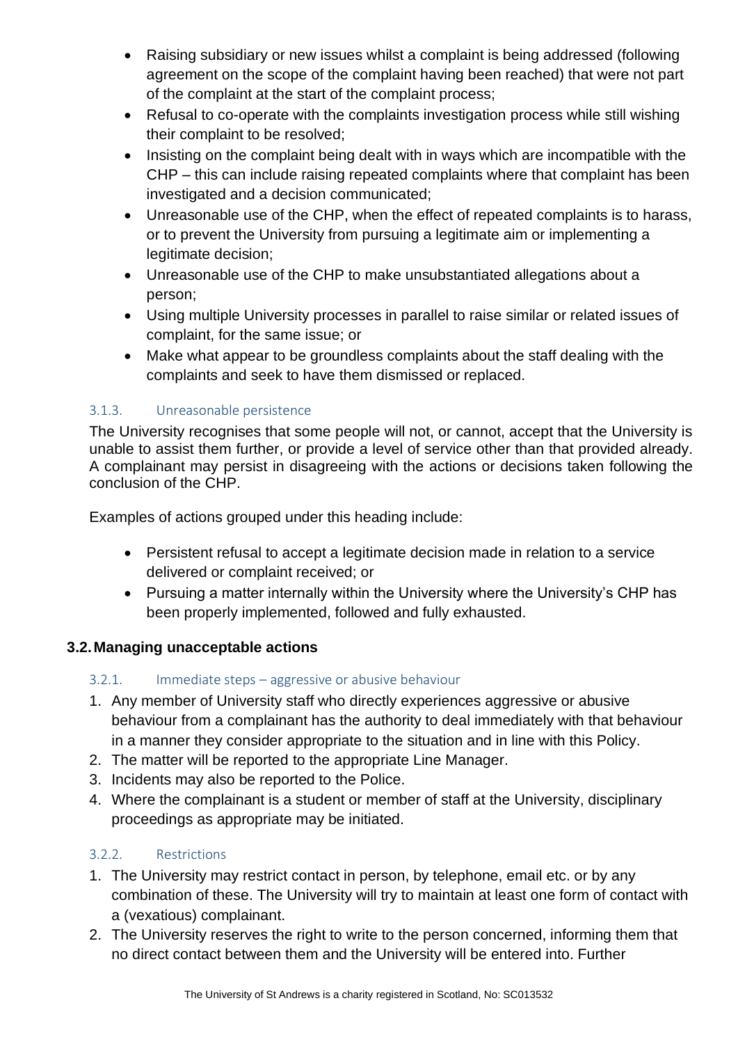- Raising subsidiary or new issues whilst a complaint is being addressed (following agreement on the scope of the complaint having been reached) that were not part of the complaint at the start of the complaint process;
- Refusal to co-operate with the complaints investigation process while still wishing their complaint to be resolved;
- Insisting on the complaint being dealt with in ways which are incompatible with the CHP – this can include raising repeated complaints where that complaint has been investigated and a decision communicated;
- Unreasonable use of the CHP, when the effect of repeated complaints is to harass, or to prevent the University from pursuing a legitimate aim or implementing a legitimate decision;
- Unreasonable use of the CHP to make unsubstantiated allegations about a person;
- Using multiple University processes in parallel to raise similar or related issues of complaint, for the same issue; or
- Make what appear to be groundless complaints about the staff dealing with the complaints and seek to have them dismissed or replaced.

#### 3.1.3. Unreasonable persistence

The University recognises that some people will not, or cannot, accept that the University is unable to assist them further, or provide a level of service other than that provided already. A complainant may persist in disagreeing with the actions or decisions taken following the conclusion of the CHP.

Examples of actions grouped under this heading include:

- Persistent refusal to accept a legitimate decision made in relation to a service delivered or complaint received; or
- Pursuing a matter internally within the University where the University's CHP has been properly implemented, followed and fully exhausted.

### 3.2. Managing unacceptable actions

#### 3.2.1. Immediate steps – aggressive or abusive behaviour

1. Any member of University staff who directly experiences aggressive or abusive behaviour from a complainant has the authority to deal immediately with that behaviour in a manner they consider appropriate to the situation and in line with this Policy.
2. The matter will be reported to the appropriate Line Manager.
3. Incidents may also be reported to the Police.
4. Where the complainant is a student or member of staff at the University, disciplinary proceedings as appropriate may be initiated.

#### 3.2.2. Restrictions

1. The University may restrict contact in person, by telephone, email etc. or by any combination of these. The University will try to maintain at least one form of contact with a (vexatious) complainant.
2. The University reserves the right to write to the person concerned, informing them that no direct contact between them and the University will be entered into. Further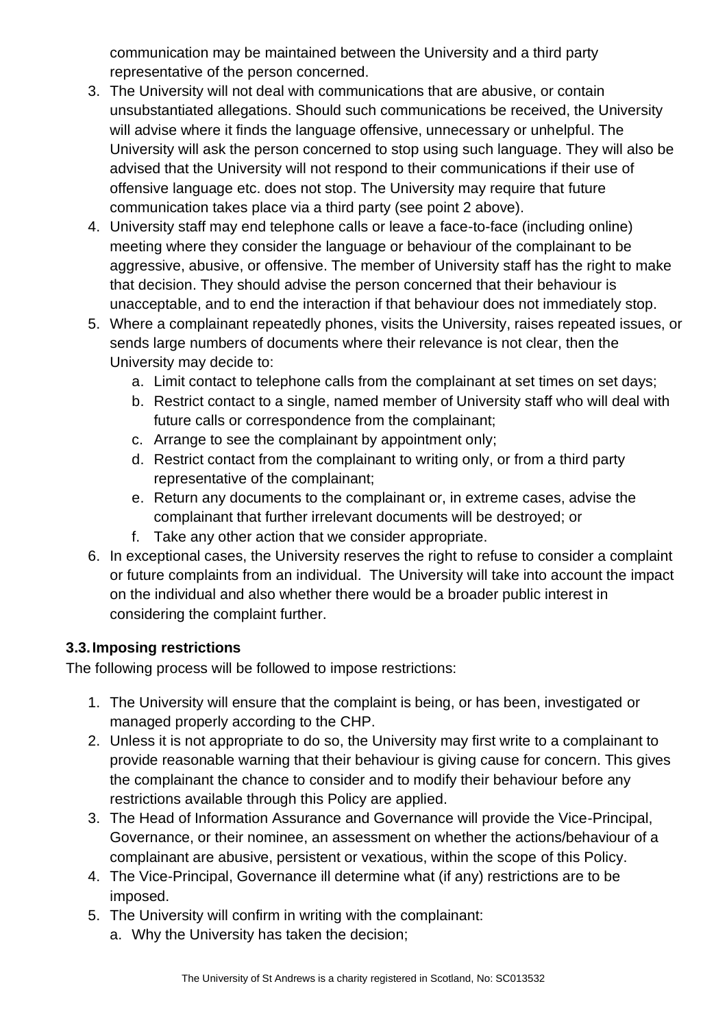communication may be maintained between the University and a third party representative of the person concerned.

3. The University will not deal with communications that are abusive, or contain unsubstantiated allegations. Should such communications be received, the University will advise where it finds the language offensive, unnecessary or unhelpful. The University will ask the person concerned to stop using such language. They will also be advised that the University will not respond to their communications if their use of offensive language etc. does not stop. The University may require that future communication takes place via a third party (see point 2 above).
4. University staff may end telephone calls or leave a face-to-face (including online) meeting where they consider the language or behaviour of the complainant to be aggressive, abusive, or offensive. The member of University staff has the right to make that decision. They should advise the person concerned that their behaviour is unacceptable, and to end the interaction if that behaviour does not immediately stop.
5. Where a complainant repeatedly phones, visits the University, raises repeated issues, or sends large numbers of documents where their relevance is not clear, then the University may decide to:
   a. Limit contact to telephone calls from the complainant at set times on set days;
   b. Restrict contact to a single, named member of University staff who will deal with future calls or correspondence from the complainant;
   c. Arrange to see the complainant by appointment only;
   d. Restrict contact from the complainant to writing only, or from a third party representative of the complainant;
   e. Return any documents to the complainant or, in extreme cases, advise the complainant that further irrelevant documents will be destroyed; or
   f. Take any other action that we consider appropriate.
6. In exceptional cases, the University reserves the right to refuse to consider a complaint or future complaints from an individual. The University will take into account the impact on the individual and also whether there would be a broader public interest in considering the complaint further.

### 3.3. Imposing restrictions

The following process will be followed to impose restrictions:

1. The University will ensure that the complaint is being, or has been, investigated or managed properly according to the CHP.
2. Unless it is not appropriate to do so, the University may first write to a complainant to provide reasonable warning that their behaviour is giving cause for concern. This gives the complainant the chance to consider and to modify their behaviour before any restrictions available through this Policy are applied.
3. The Head of Information Assurance and Governance will provide the Vice-Principal, Governance, or their nominee, an assessment on whether the actions/behaviour of a complainant are abusive, persistent or vexatious, within the scope of this Policy.
4. The Vice-Principal, Governance ill determine what (if any) restrictions are to be imposed.
5. The University will confirm in writing with the complainant:
   a. Why the University has taken the decision;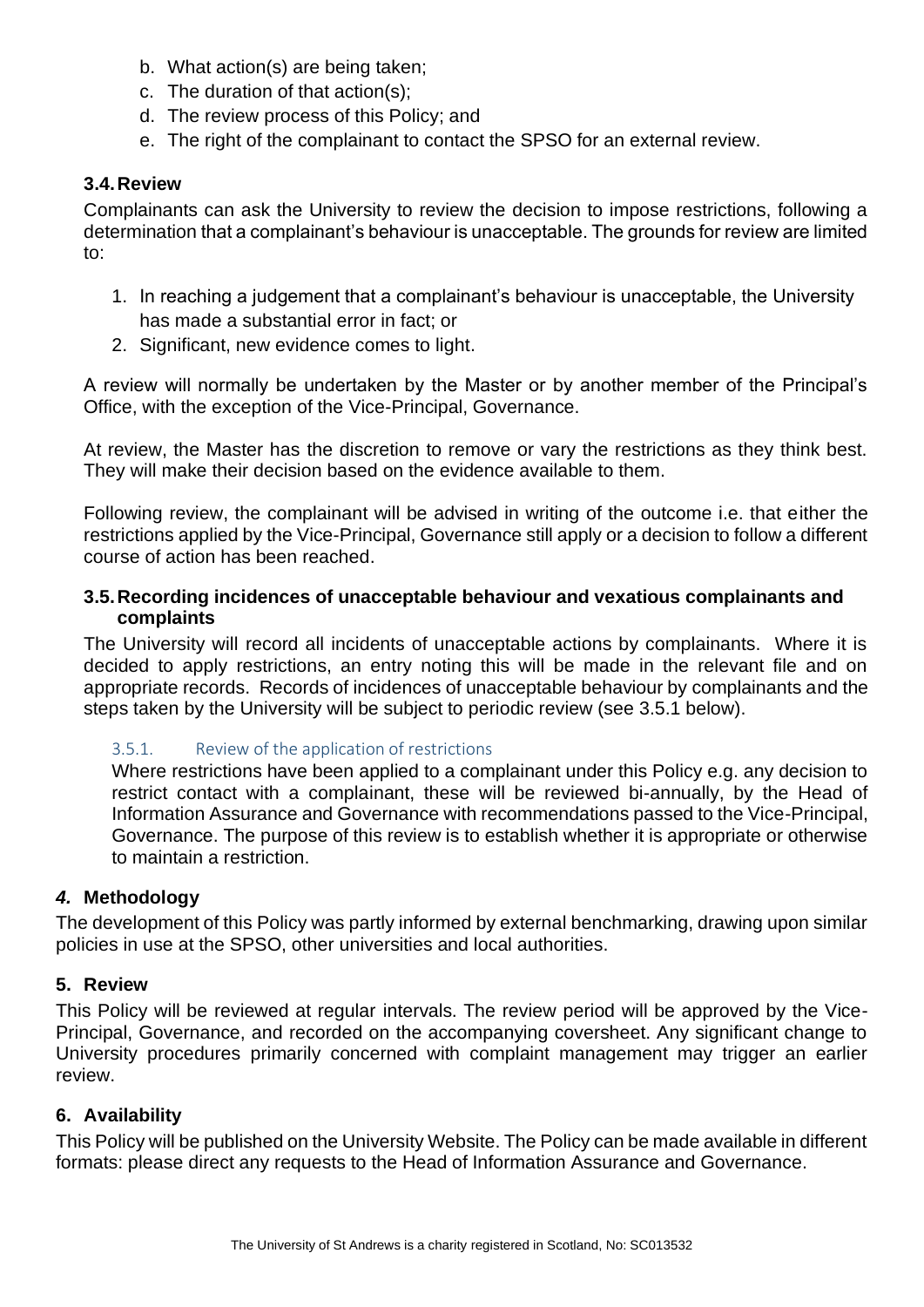b. What action(s) are being taken;
c. The duration of that action(s);
d. The review process of this Policy; and
e. The right of the complainant to contact the SPSO for an external review.

### 3.4. Review

Complainants can ask the University to review the decision to impose restrictions, following a determination that a complainant's behaviour is unacceptable. The grounds for review are limited to:

1. In reaching a judgement that a complainant's behaviour is unacceptable, the University has made a substantial error in fact; or
2. Significant, new evidence comes to light.

A review will normally be undertaken by the Master or by another member of the Principal's Office, with the exception of the Vice-Principal, Governance.

At review, the Master has the discretion to remove or vary the restrictions as they think best. They will make their decision based on the evidence available to them.

Following review, the complainant will be advised in writing of the outcome i.e. that either the restrictions applied by the Vice-Principal, Governance still apply or a decision to follow a different course of action has been reached.

### 3.5. Recording incidences of unacceptable behaviour and vexatious complainants and complaints

The University will record all incidents of unacceptable actions by complainants. Where it is decided to apply restrictions, an entry noting this will be made in the relevant file and on appropriate records. Records of incidences of unacceptable behaviour by complainants and the steps taken by the University will be subject to periodic review (see 3.5.1 below).

#### 3.5.1. Review of the application of restrictions

Where restrictions have been applied to a complainant under this Policy e.g. any decision to restrict contact with a complainant, these will be reviewed bi-annually, by the Head of Information Assurance and Governance with recommendations passed to the Vice-Principal, Governance. The purpose of this review is to establish whether it is appropriate or otherwise to maintain a restriction.

## *4.* Methodology

The development of this Policy was partly informed by external benchmarking, drawing upon similar policies in use at the SPSO, other universities and local authorities.

## 5. Review

This Policy will be reviewed at regular intervals. The review period will be approved by the Vice-Principal, Governance, and recorded on the accompanying coversheet. Any significant change to University procedures primarily concerned with complaint management may trigger an earlier review.

## 6. Availability

This Policy will be published on the University Website. The Policy can be made available in different formats: please direct any requests to the Head of Information Assurance and Governance.

The University of St Andrews is a charity registered in Scotland, No: SC013532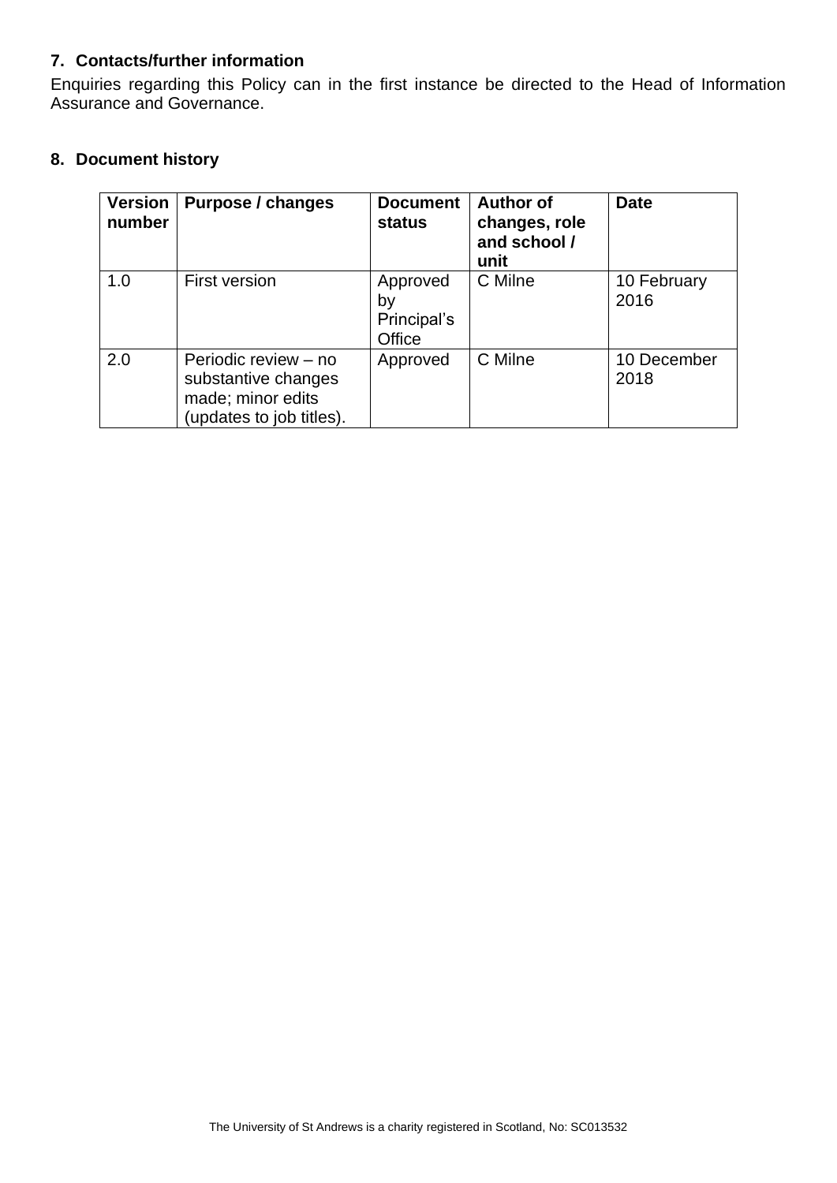## 7. Contacts/further information

Enquiries regarding this Policy can in the first instance be directed to the Head of Information Assurance and Governance.

## 8. Document history

| Version number | Purpose / changes | Document status | Author of changes, role and school / unit | Date |
|---|---|---|---|---|
| 1.0 | First version | Approved by Principal's Office | C Milne | 10 February 2016 |
| 2.0 | Periodic review – no substantive changes made; minor edits (updates to job titles). | Approved | C Milne | 10 December 2018 |